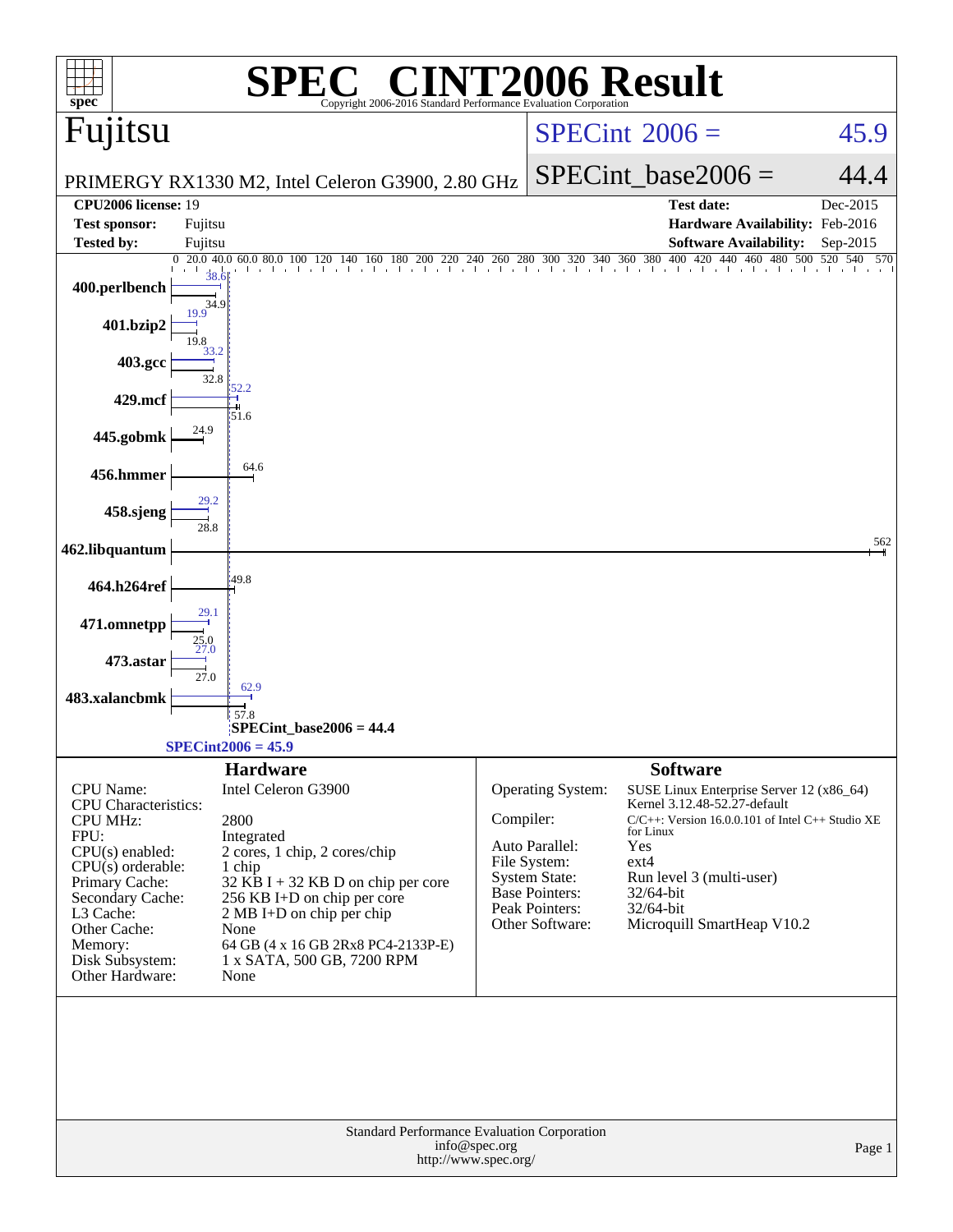# SPEC® CINT2006 Result

Copyright 2006-2016 Standard Performance Evaluation Corporation

## Fujitsu

PRIMERGY RX1330 M2, Intel Celeron G3900, 2.80 GHz

| | |
|---|---|
| SPECint_2006 = | 45.9 |
| SPECint_base2006 = | 44.4 |

| | | | |
|---|---|---|---|
| **CPU2006 license:** | 19 | **Test date:** | Dec-2015 |
| **Test sponsor:** | Fujitsu | **Hardware Availability:** | Feb-2016 |
| **Tested by:** | Fujitsu | **Software Availability:** | Sep-2015 |

| Benchmark | Peak | Base |
|---|---|---|
| 400.perlbench | 38.6 | 34.9 |
| 401.bzip2 | 19.9 | 19.8 |
| 403.gcc | 33.2 | 32.8 |
| 429.mcf | 52.2 | 51.6 |
| 445.gobmk | | 24.9 |
| 456.hmmer | | 64.6 |
| 458.sjeng | 29.2 | 28.8 |
| 462.libquantum | | 562 |
| 464.h264ref | | 49.8 |
| 471.omnetpp | 29.1 | 25.0 |
| 473.astar | 27.0 | 27.0 |
| 483.xalancbmk | 62.9 | 57.8 |

SPECint_base2006 = 44.4

SPECint2006 = 45.9

### Hardware

| | |
|---|---|
| CPU Name: | Intel Celeron G3900 |
| CPU Characteristics: | |
| CPU MHz: | 2800 |
| FPU: | Integrated |
| CPU(s) enabled: | 2 cores, 1 chip, 2 cores/chip |
| CPU(s) orderable: | 1 chip |
| Primary Cache: | 32 KB I + 32 KB D on chip per core |
| Secondary Cache: | 256 KB I+D on chip per core |
| L3 Cache: | 2 MB I+D on chip per chip |
| Other Cache: | None |
| Memory: | 64 GB (4 x 16 GB 2Rx8 PC4-2133P-E) |
| Disk Subsystem: | 1 x SATA, 500 GB, 7200 RPM |
| Other Hardware: | None |

### Software

| | |
|---|---|
| Operating System: | SUSE Linux Enterprise Server 12 (x86_64) Kernel 3.12.48-52.27-default |
| Compiler: | C/C++: Version 16.0.0.101 of Intel C++ Studio XE for Linux |
| Auto Parallel: | Yes |
| File System: | ext4 |
| System State: | Run level 3 (multi-user) |
| Base Pointers: | 32/64-bit |
| Peak Pointers: | 32/64-bit |
| Other Software: | Microquill SmartHeap V10.2 |

Standard Performance Evaluation Corporation
info@spec.org
http://www.spec.org/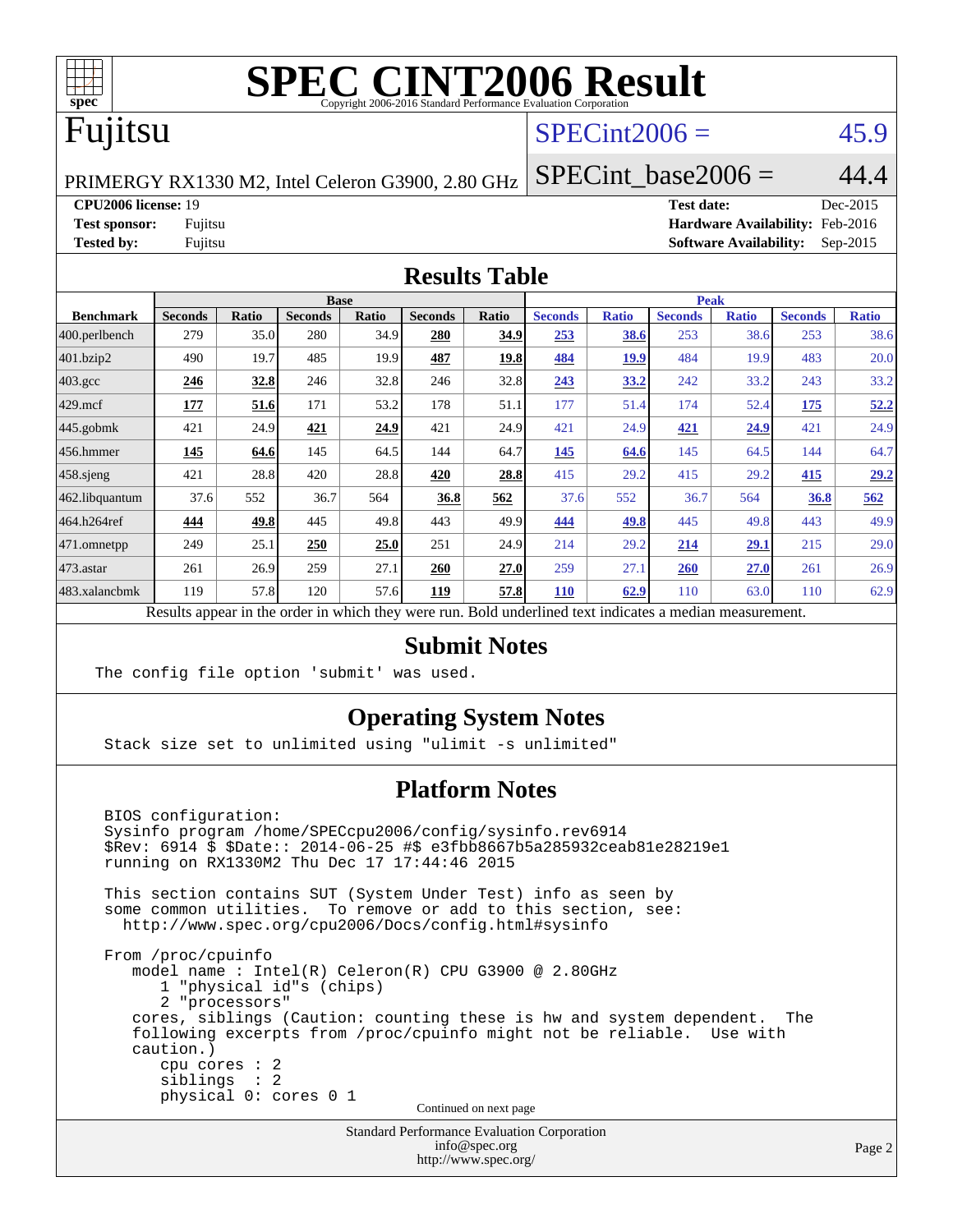# SPEC CINT2006 Result

Copyright 2006-2016 Standard Performance Evaluation Corporation

# Fujitsu

PRIMERGY RX1330 M2, Intel Celeron G3900, 2.80 GHz

SPECint2006 = 45.9

SPECint_base2006 = 44.4

| | | | |
|---|---|---|---|
| **CPU2006 license:** 19 | | **Test date:** | Dec-2015 |
| **Test sponsor:** | Fujitsu | **Hardware Availability:** | Feb-2016 |
| **Tested by:** | Fujitsu | **Software Availability:** | Sep-2015 |

## Results Table

| Benchmark | Base | | | | | | Peak | | | | | |
|---|---|---|---|---|---|---|---|---|---|---|---|---|
| | Seconds | Ratio | Seconds | Ratio | Seconds | Ratio | Seconds | Ratio | Seconds | Ratio | Seconds | Ratio |
| 400.perlbench | 279 | 35.0 | 280 | 34.9 | **280** | **34.9** | **253** | **38.6** | 253 | 38.6 | 253 | 38.6 |
| 401.bzip2 | 490 | 19.7 | 485 | 19.9 | **487** | **19.8** | **484** | **19.9** | 484 | 19.9 | 483 | 20.0 |
| 403.gcc | **246** | **32.8** | 246 | 32.8 | 246 | 32.8 | **243** | **33.2** | 242 | 33.2 | 243 | 33.2 |
| 429.mcf | **177** | **51.6** | 171 | 53.2 | 178 | 51.1 | 177 | 51.4 | 174 | 52.4 | **175** | **52.2** |
| 445.gobmk | 421 | 24.9 | **421** | **24.9** | 421 | 24.9 | 421 | 24.9 | **421** | **24.9** | 421 | 24.9 |
| 456.hmmer | **145** | **64.6** | 145 | 64.5 | 144 | 64.7 | **145** | **64.6** | 145 | 64.5 | 144 | 64.7 |
| 458.sjeng | 421 | 28.8 | 420 | 28.8 | **420** | **28.8** | 415 | 29.2 | 415 | 29.2 | **415** | **29.2** |
| 462.libquantum | 37.6 | 552 | 36.7 | 564 | **36.8** | **562** | 37.6 | 552 | 36.7 | 564 | **36.8** | **562** |
| 464.h264ref | **444** | **49.8** | 445 | 49.8 | 443 | 49.9 | **444** | **49.8** | 445 | 49.8 | 443 | 49.9 |
| 471.omnetpp | 249 | 25.1 | **250** | **25.0** | 251 | 24.9 | 214 | 29.2 | **214** | **29.1** | 215 | 29.0 |
| 473.astar | 261 | 26.9 | 259 | 27.1 | **260** | **27.0** | 259 | 27.1 | **260** | **27.0** | 261 | 26.9 |
| 483.xalancbmk | 119 | 57.8 | 120 | 57.6 | **119** | **57.8** | **110** | **62.9** | 110 | 63.0 | 110 | 62.9 |

Results appear in the order in which they were run. Bold underlined text indicates a median measurement.

## Submit Notes

```
The config file option 'submit' was used.
```

## Operating System Notes

```
Stack size set to unlimited using "ulimit -s unlimited"
```

## Platform Notes

```
BIOS configuration:
Sysinfo program /home/SPECcpu2006/config/sysinfo.rev6914
$Rev: 6914 $ $Date:: 2014-06-25 #$ e3fbb8667b5a285932ceab81e28219e1
running on RX1330M2 Thu Dec 17 17:44:46 2015

This section contains SUT (System Under Test) info as seen by
some common utilities.  To remove or add to this section, see:
  http://www.spec.org/cpu2006/Docs/config.html#sysinfo

From /proc/cpuinfo
   model name : Intel(R) Celeron(R) CPU G3900 @ 2.80GHz
      1 "physical id"s (chips)
      2 "processors"
   cores, siblings (Caution: counting these is hw and system dependent.  The
   following excerpts from /proc/cpuinfo might not be reliable.  Use with
   caution.)
      cpu cores : 2
      siblings  : 2
      physical 0: cores 0 1
```

Continued on next page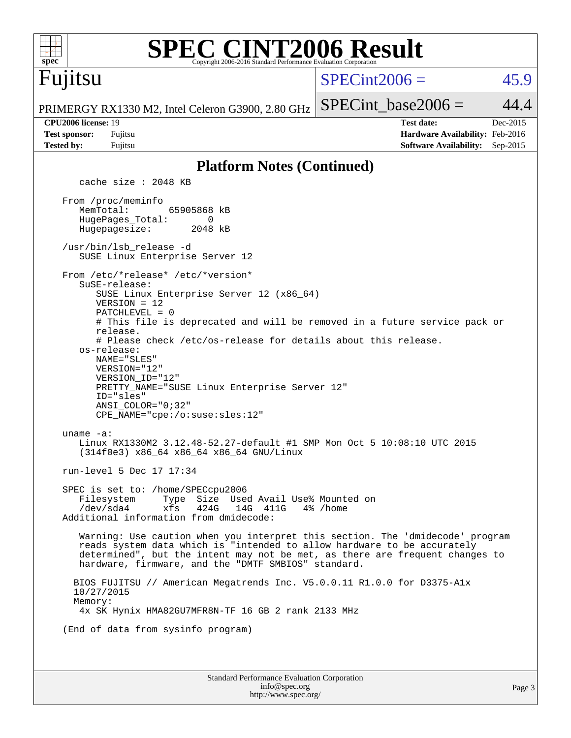# SPEC CINT2006 Result

Copyright 2006-2016 Standard Performance Evaluation Corporation

**Fujitsu**

PRIMERGY RX1330 M2, Intel Celeron G3900, 2.80 GHz

| | |
|---|---|
| SPECint2006 = | 45.9 |
| SPECint_base2006 = | 44.4 |

| | | | |
|---|---|---|---|
| **CPU2006 license:** 19 | | **Test date:** | Dec-2015 |
| **Test sponsor:** | Fujitsu | **Hardware Availability:** | Feb-2016 |
| **Tested by:** | Fujitsu | **Software Availability:** | Sep-2015 |

## Platform Notes (Continued)

```
      cache size : 2048 KB

   From /proc/meminfo
      MemTotal:       65905868 kB
      HugePages_Total:       0
      Hugepagesize:       2048 kB

   /usr/bin/lsb_release -d
      SUSE Linux Enterprise Server 12

   From /etc/*release* /etc/*version*
      SuSE-release:
         SUSE Linux Enterprise Server 12 (x86_64)
         VERSION = 12
         PATCHLEVEL = 0
         # This file is deprecated and will be removed in a future service pack or
         release.
         # Please check /etc/os-release for details about this release.
      os-release:
         NAME="SLES"
         VERSION="12"
         VERSION_ID="12"
         PRETTY_NAME="SUSE Linux Enterprise Server 12"
         ID="sles"
         ANSI_COLOR="0;32"
         CPE_NAME="cpe:/o:suse:sles:12"

   uname -a:
      Linux RX1330M2 3.12.48-52.27-default #1 SMP Mon Oct 5 10:08:10 UTC 2015
      (314f0e3) x86_64 x86_64 x86_64 GNU/Linux

   run-level 5 Dec 17 17:34

   SPEC is set to: /home/SPECcpu2006
      Filesystem     Type  Size  Used Avail Use% Mounted on
      /dev/sda4      xfs   424G   14G  411G   4% /home
   Additional information from dmidecode:

      Warning: Use caution when you interpret this section. The 'dmidecode' program
      reads system data which is "intended to allow hardware to be accurately
      determined", but the intent may not be met, as there are frequent changes to
      hardware, firmware, and the "DMTF SMBIOS" standard.

     BIOS FUJITSU // American Megatrends Inc. V5.0.0.11 R1.0.0 for D3375-A1x
     10/27/2015
     Memory:
      4x SK Hynix HMA82GU7MFR8N-TF 16 GB 2 rank 2133 MHz

   (End of data from sysinfo program)
```

Standard Performance Evaluation Corporation
info@spec.org
http://www.spec.org/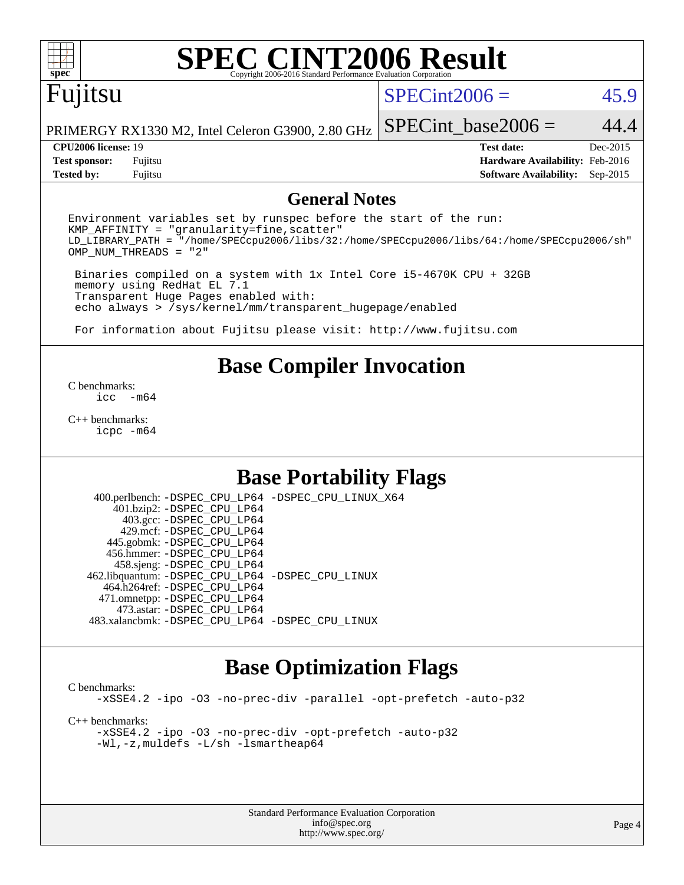# SPEC CINT2006 Result

Copyright 2006-2016 Standard Performance Evaluation Corporation

## Fujitsu

PRIMERGY RX1330 M2, Intel Celeron G3900, 2.80 GHz

SPECint2006 = 45.9

SPECint_base2006 = 44.4

| | | | |
|---|---|---|---|
| **CPU2006 license:** 19 | | **Test date:** | Dec-2015 |
| **Test sponsor:** | Fujitsu | **Hardware Availability:** | Feb-2016 |
| **Tested by:** | Fujitsu | **Software Availability:** | Sep-2015 |

## General Notes

```
Environment variables set by runspec before the start of the run:
KMP_AFFINITY = "granularity=fine,scatter"
LD_LIBRARY_PATH = "/home/SPECcpu2006/libs/32:/home/SPECcpu2006/libs/64:/home/SPECcpu2006/sh"
OMP_NUM_THREADS = "2"

 Binaries compiled on a system with 1x Intel Core i5-4670K CPU + 32GB
 memory using RedHat EL 7.1
 Transparent Huge Pages enabled with:
 echo always > /sys/kernel/mm/transparent_hugepage/enabled

 For information about Fujitsu please visit: http://www.fujitsu.com
```

## Base Compiler Invocation

C benchmarks:
```
icc -m64
```

C++ benchmarks:
```
icpc -m64
```

## Base Portability Flags

| | |
|---|---|
| 400.perlbench: | -DSPEC_CPU_LP64 -DSPEC_CPU_LINUX_X64 |
| 401.bzip2: | -DSPEC_CPU_LP64 |
| 403.gcc: | -DSPEC_CPU_LP64 |
| 429.mcf: | -DSPEC_CPU_LP64 |
| 445.gobmk: | -DSPEC_CPU_LP64 |
| 456.hmmer: | -DSPEC_CPU_LP64 |
| 458.sjeng: | -DSPEC_CPU_LP64 |
| 462.libquantum: | -DSPEC_CPU_LP64 -DSPEC_CPU_LINUX |
| 464.h264ref: | -DSPEC_CPU_LP64 |
| 471.omnetpp: | -DSPEC_CPU_LP64 |
| 473.astar: | -DSPEC_CPU_LP64 |
| 483.xalancbmk: | -DSPEC_CPU_LP64 -DSPEC_CPU_LINUX |

## Base Optimization Flags

C benchmarks:
```
-xSSE4.2 -ipo -O3 -no-prec-div -parallel -opt-prefetch -auto-p32
```

C++ benchmarks:
```
-xSSE4.2 -ipo -O3 -no-prec-div -opt-prefetch -auto-p32
-Wl,-z,muldefs -L/sh -lsmartheap64
```

Standard Performance Evaluation Corporation
info@spec.org
http://www.spec.org/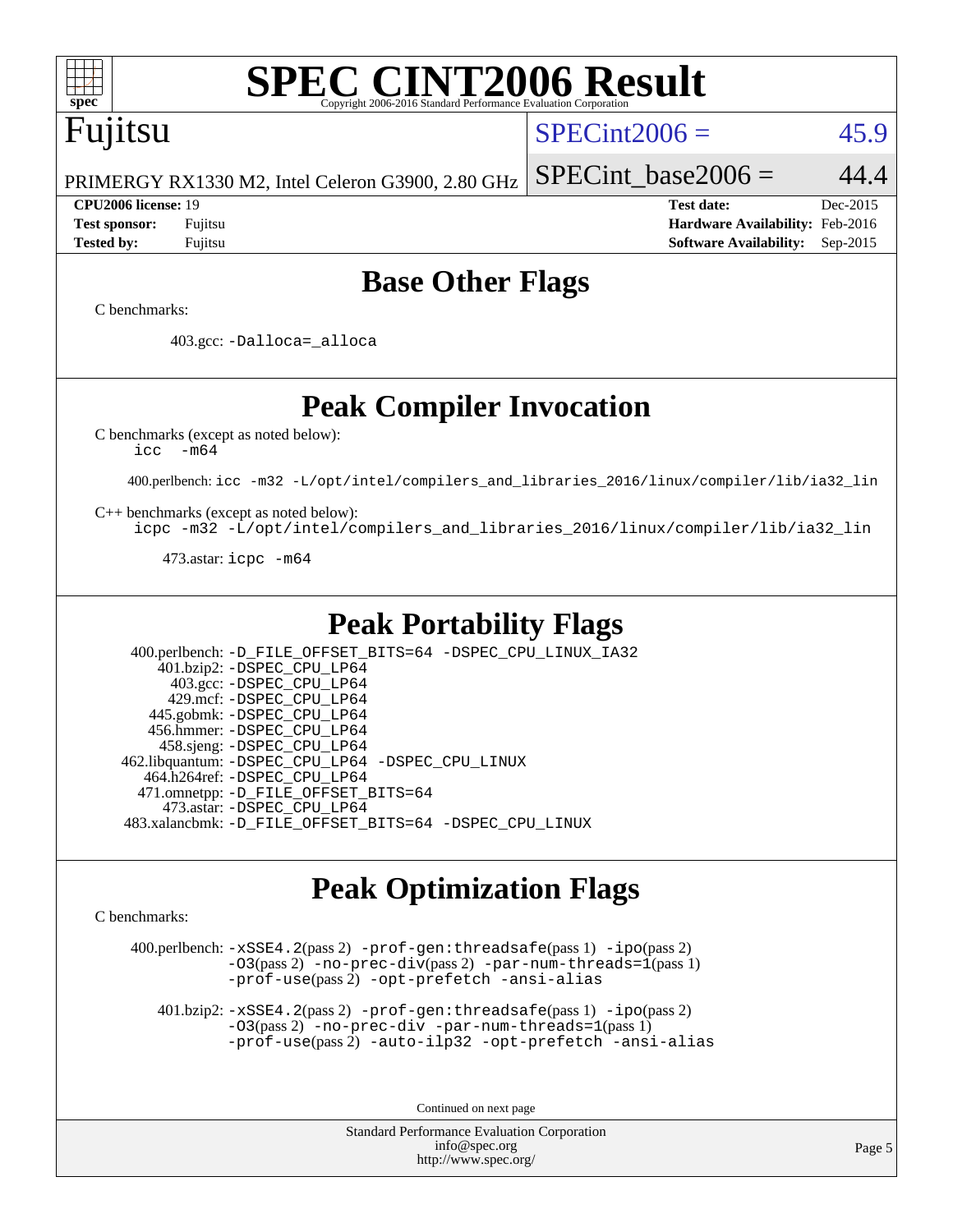# SPEC CINT2006 Result

Copyright 2006-2016 Standard Performance Evaluation Corporation

## Fujitsu

PRIMERGY RX1330 M2, Intel Celeron G3900, 2.80 GHz

SPECint2006 = 45.9

SPECint_base2006 = 44.4

| | | | |
|---|---|---|---|
| **CPU2006 license:** | 19 | **Test date:** | Dec-2015 |
| **Test sponsor:** | Fujitsu | **Hardware Availability:** | Feb-2016 |
| **Tested by:** | Fujitsu | **Software Availability:** | Sep-2015 |

## Base Other Flags

C benchmarks:

403.gcc: `-Dalloca=_alloca`

## Peak Compiler Invocation

C benchmarks (except as noted below):
`icc -m64`

400.perlbench: `icc -m32 -L/opt/intel/compilers_and_libraries_2016/linux/compiler/lib/ia32_lin`

C++ benchmarks (except as noted below):
`icpc -m32 -L/opt/intel/compilers_and_libraries_2016/linux/compiler/lib/ia32_lin`

473.astar: `icpc -m64`

## Peak Portability Flags

400.perlbench: `-D_FILE_OFFSET_BITS=64 -DSPEC_CPU_LINUX_IA32`
401.bzip2: `-DSPEC_CPU_LP64`
403.gcc: `-DSPEC_CPU_LP64`
429.mcf: `-DSPEC_CPU_LP64`
445.gobmk: `-DSPEC_CPU_LP64`
456.hmmer: `-DSPEC_CPU_LP64`
458.sjeng: `-DSPEC_CPU_LP64`
462.libquantum: `-DSPEC_CPU_LP64 -DSPEC_CPU_LINUX`
464.h264ref: `-DSPEC_CPU_LP64`
471.omnetpp: `-D_FILE_OFFSET_BITS=64`
473.astar: `-DSPEC_CPU_LP64`
483.xalancbmk: `-D_FILE_OFFSET_BITS=64 -DSPEC_CPU_LINUX`

## Peak Optimization Flags

C benchmarks:

400.perlbench: `-xSSE4.2`(pass 2) `-prof-gen:threadsafe`(pass 1) `-ipo`(pass 2) `-O3`(pass 2) `-no-prec-div`(pass 2) `-par-num-threads=1`(pass 1) `-prof-use`(pass 2) `-opt-prefetch -ansi-alias`

401.bzip2: `-xSSE4.2`(pass 2) `-prof-gen:threadsafe`(pass 1) `-ipo`(pass 2) `-O3`(pass 2) `-no-prec-div -par-num-threads=1`(pass 1) `-prof-use`(pass 2) `-auto-ilp32 -opt-prefetch -ansi-alias`

Continued on next page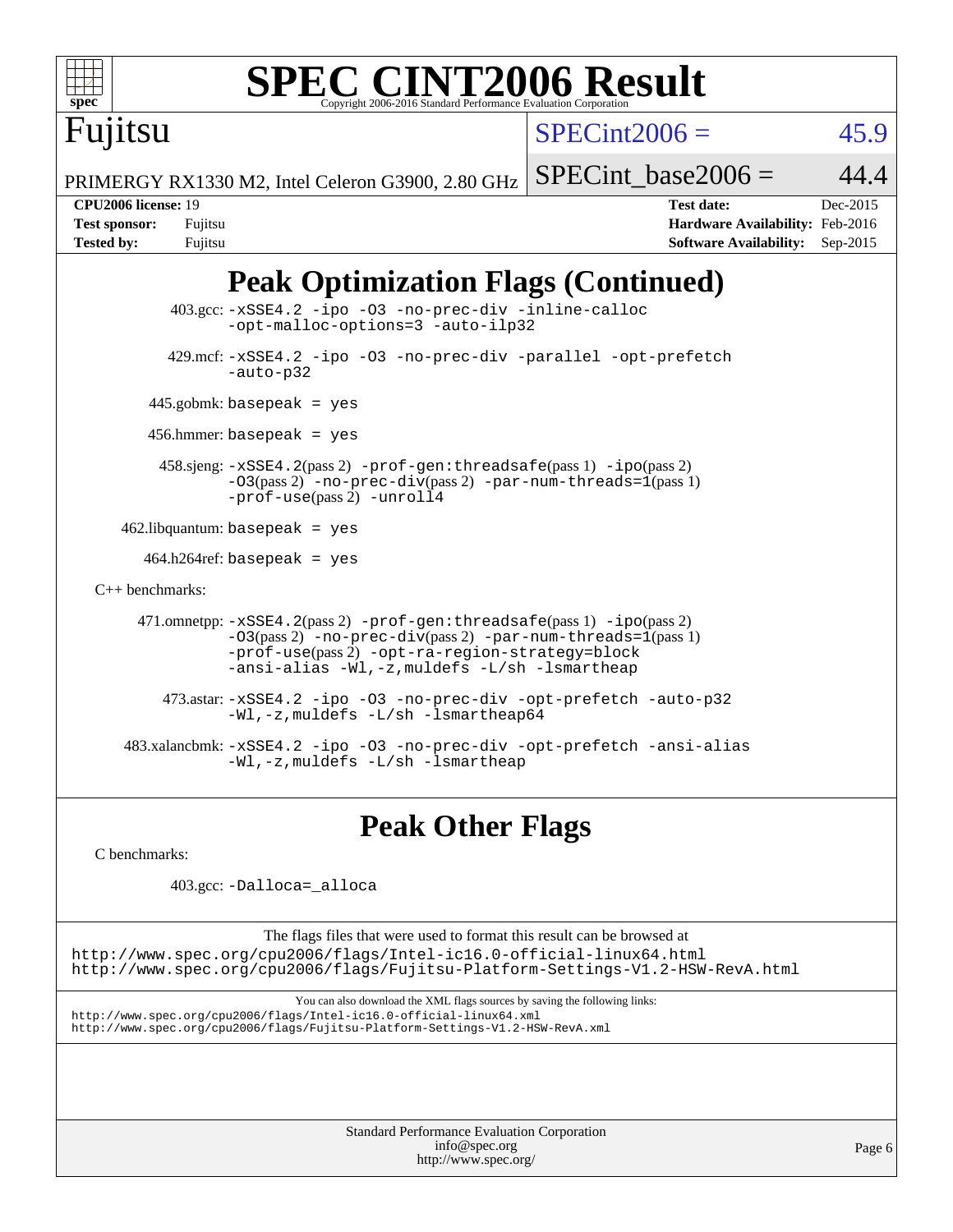# Peak Optimization Flags (Continued)

403.gcc: -xSSE4.2 -ipo -O3 -no-prec-div -inline-calloc -opt-malloc-options=3 -auto-ilp32

429.mcf: -xSSE4.2 -ipo -O3 -no-prec-div -parallel -opt-prefetch -auto-p32

445.gobmk: basepeak = yes

456.hmmer: basepeak = yes

458.sjeng: -xSSE4.2(pass 2) -prof-gen:threadsafe(pass 1) -ipo(pass 2) -O3(pass 2) -no-prec-div(pass 2) -par-num-threads=1(pass 1) -prof-use(pass 2) -unroll4

462.libquantum: basepeak = yes

464.h264ref: basepeak = yes

C++ benchmarks:

471.omnetpp: -xSSE4.2(pass 2) -prof-gen:threadsafe(pass 1) -ipo(pass 2) -O3(pass 2) -no-prec-div(pass 2) -par-num-threads=1(pass 1) -prof-use(pass 2) -opt-ra-region-strategy=block -ansi-alias -Wl,-z,muldefs -L/sh -lsmartheap

473.astar: -xSSE4.2 -ipo -O3 -no-prec-div -opt-prefetch -auto-p32 -Wl,-z,muldefs -L/sh -lsmartheap64

483.xalancbmk: -xSSE4.2 -ipo -O3 -no-prec-div -opt-prefetch -ansi-alias -Wl,-z,muldefs -L/sh -lsmartheap

# Peak Other Flags

C benchmarks:

403.gcc: -Dalloca=_alloca

The flags files that were used to format this result can be browsed at
http://www.spec.org/cpu2006/flags/Intel-ic16.0-official-linux64.html
http://www.spec.org/cpu2006/flags/Fujitsu-Platform-Settings-V1.2-HSW-RevA.html

You can also download the XML flags sources by saving the following links:
http://www.spec.org/cpu2006/flags/Intel-ic16.0-official-linux64.xml
http://www.spec.org/cpu2006/flags/Fujitsu-Platform-Settings-V1.2-HSW-RevA.xml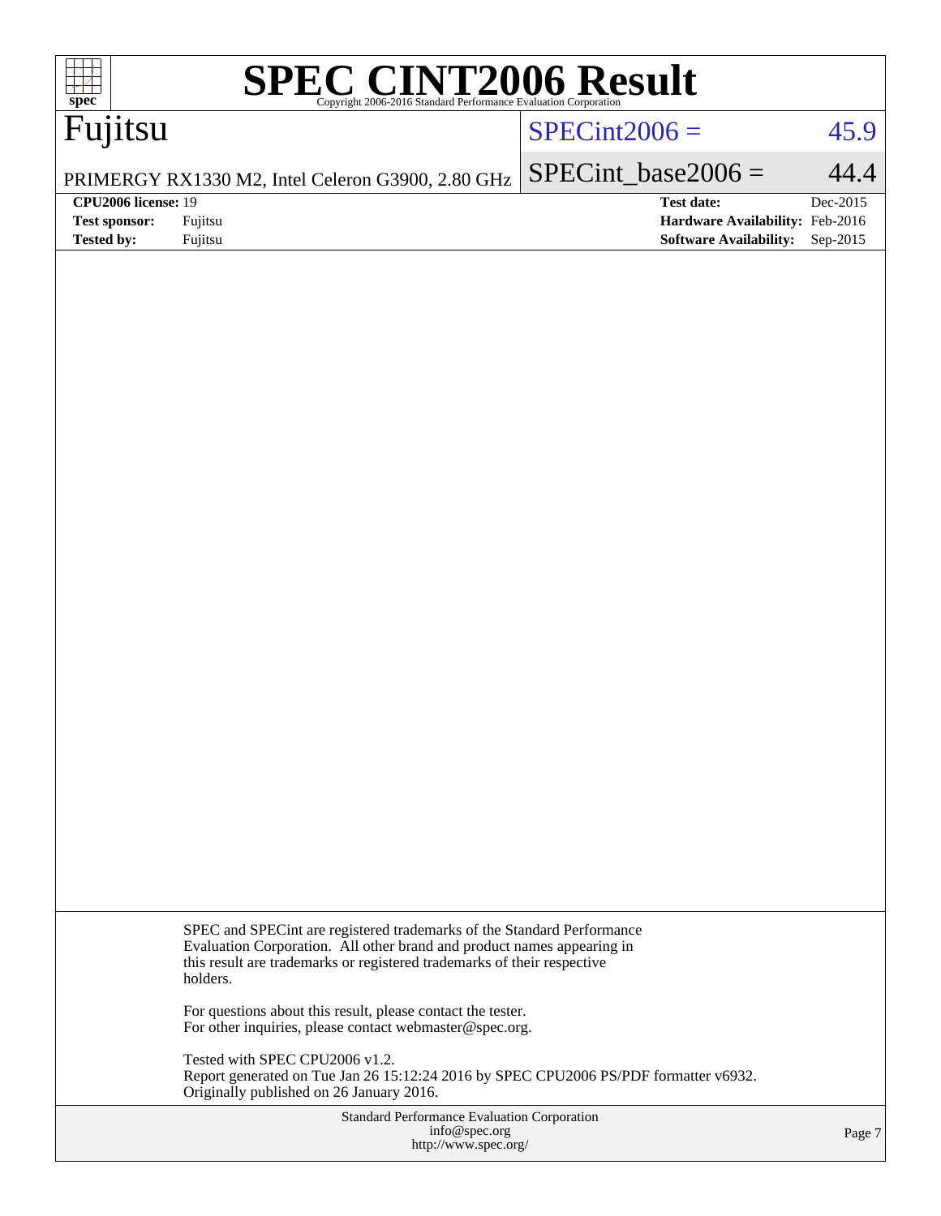SPEC and SPECint are registered trademarks of the Standard Performance Evaluation Corporation. All other brand and product names appearing in this result are trademarks or registered trademarks of their respective holders.

For questions about this result, please contact the tester.
For other inquiries, please contact webmaster@spec.org.

Tested with SPEC CPU2006 v1.2.
Report generated on Tue Jan 26 15:12:24 2016 by SPEC CPU2006 PS/PDF formatter v6932.
Originally published on 26 January 2016.